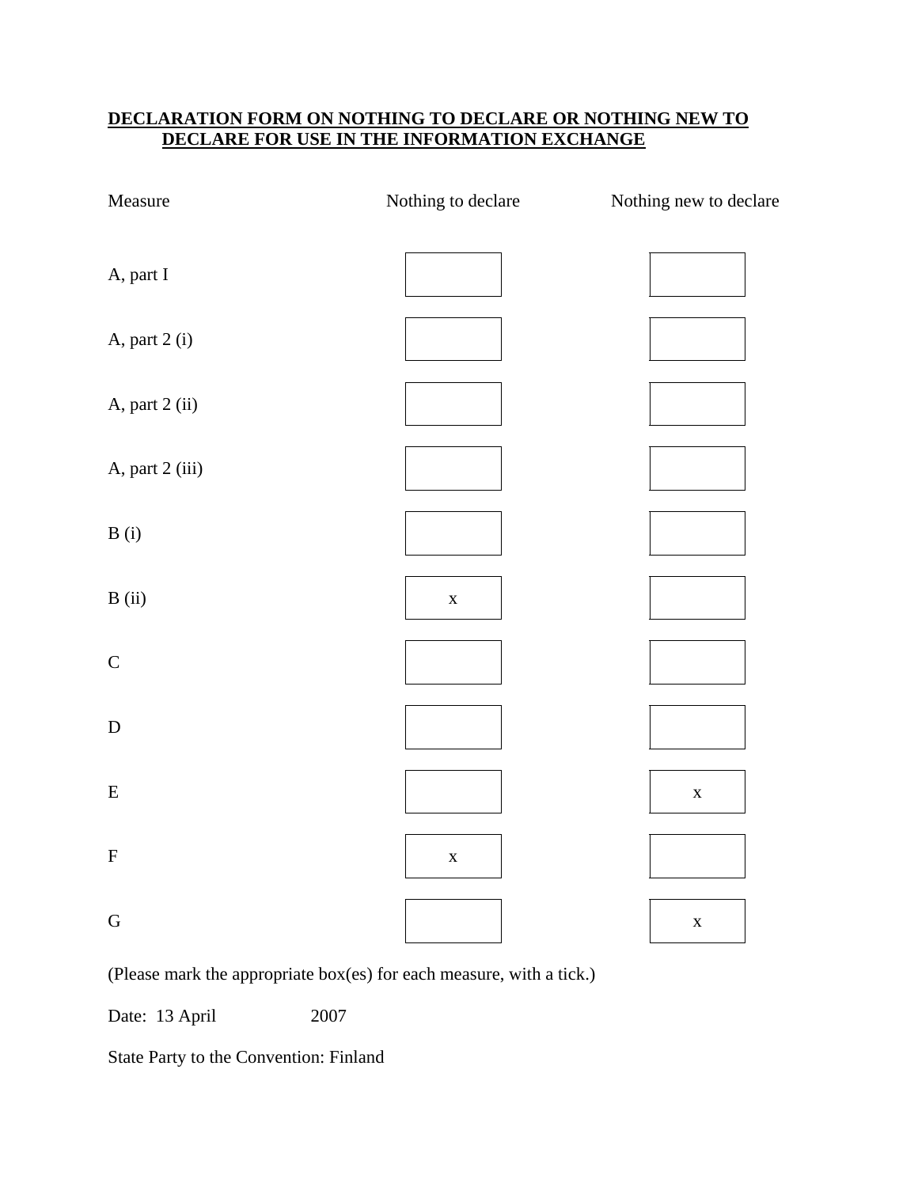# DECLARATION FORM ON NOTHING TO DECLARE OR NOTHING NEW TO DECLARE FOR USE IN THE INFORMATION EXCHANGE

| Measure | Nothing to declare | Nothing new to declare |
|---|---|---|
| A, part I | | |
| A, part 2 (i) | | |
| A, part 2 (ii) | | |
| A, part 2 (iii) | | |
| B (i) | | |
| B (ii) | x | |
| C | | |
| D | | |
| E | | x |
| F | x | |
| G | | x |

(Please mark the appropriate box(es) for each measure, with a tick.)

Date: 13 April 2007

State Party to the Convention: Finland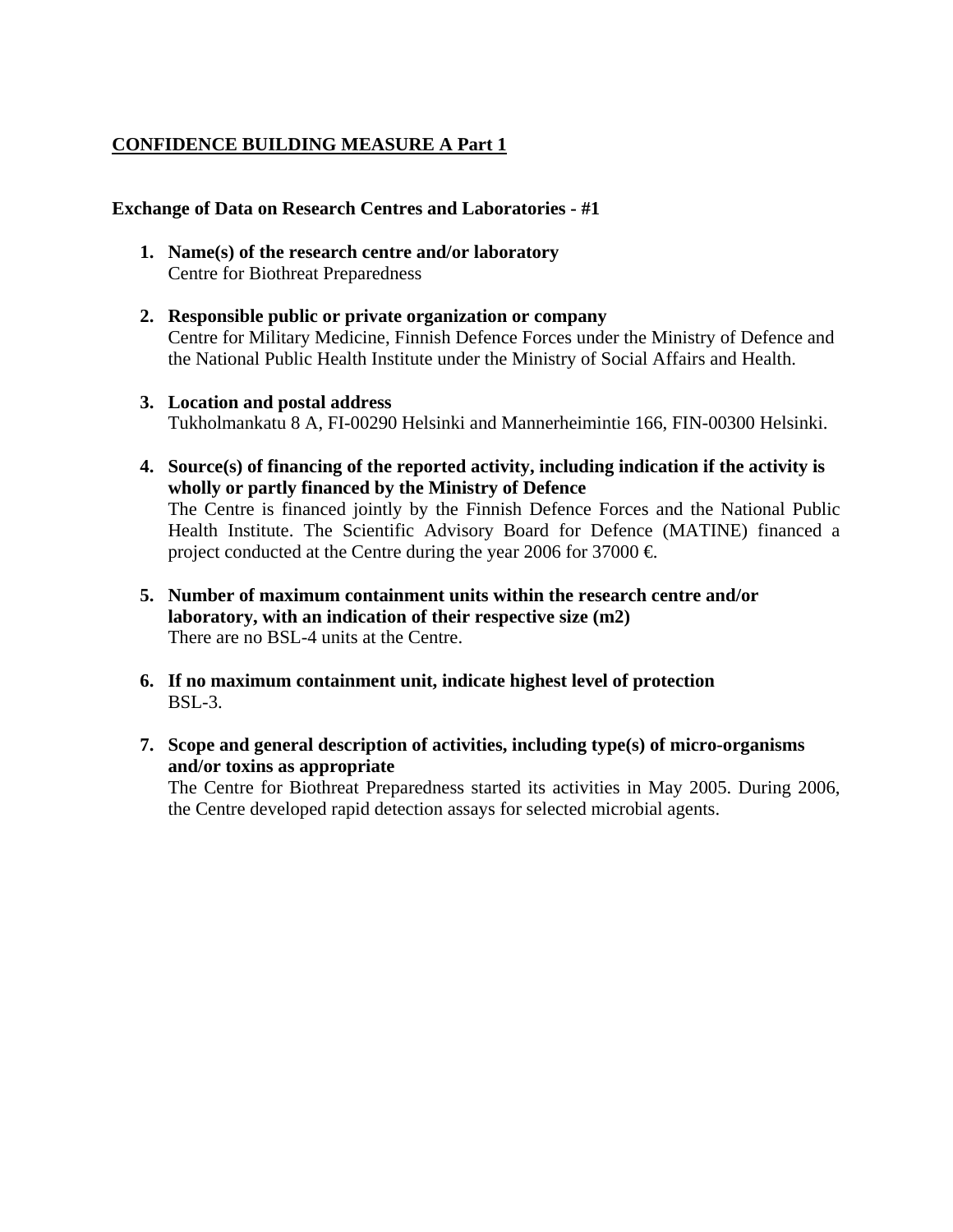## CONFIDENCE BUILDING MEASURE A Part 1

**Exchange of Data on Research Centres and Laboratories - #1**

1. **Name(s) of the research centre and/or laboratory**
   Centre for Biothreat Preparedness

2. **Responsible public or private organization or company**
   Centre for Military Medicine, Finnish Defence Forces under the Ministry of Defence and the National Public Health Institute under the Ministry of Social Affairs and Health.

3. **Location and postal address**
   Tukholmankatu 8 A, FI-00290 Helsinki and Mannerheimintie 166, FIN-00300 Helsinki.

4. **Source(s) of financing of the reported activity, including indication if the activity is wholly or partly financed by the Ministry of Defence**
   The Centre is financed jointly by the Finnish Defence Forces and the National Public Health Institute. The Scientific Advisory Board for Defence (MATINE) financed a project conducted at the Centre during the year 2006 for 37000 €.

5. **Number of maximum containment units within the research centre and/or laboratory, with an indication of their respective size (m2)**
   There are no BSL-4 units at the Centre.

6. **If no maximum containment unit, indicate highest level of protection**
   BSL-3.

7. **Scope and general description of activities, including type(s) of micro-organisms and/or toxins as appropriate**
   The Centre for Biothreat Preparedness started its activities in May 2005. During 2006, the Centre developed rapid detection assays for selected microbial agents.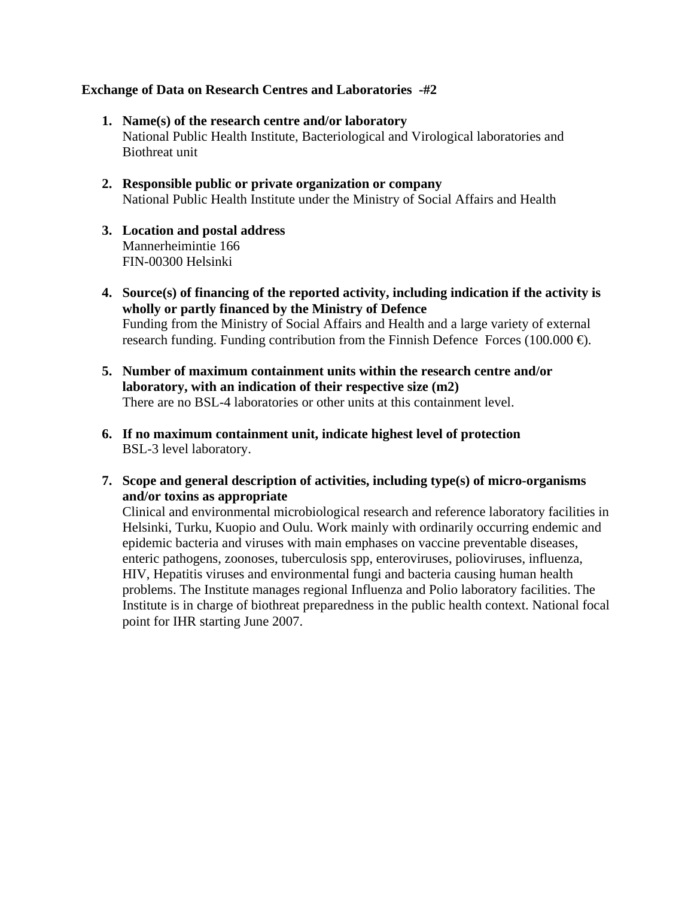**Exchange of Data on Research Centres and Laboratories -#2**

1. **Name(s) of the research centre and/or laboratory**
   National Public Health Institute, Bacteriological and Virological laboratories and Biothreat unit

2. **Responsible public or private organization or company**
   National Public Health Institute under the Ministry of Social Affairs and Health

3. **Location and postal address**
   Mannerheimintie 166
   FIN-00300 Helsinki

4. **Source(s) of financing of the reported activity, including indication if the activity is wholly or partly financed by the Ministry of Defence**
   Funding from the Ministry of Social Affairs and Health and a large variety of external research funding. Funding contribution from the Finnish Defence Forces (100.000 €).

5. **Number of maximum containment units within the research centre and/or laboratory, with an indication of their respective size (m2)**
   There are no BSL-4 laboratories or other units at this containment level.

6. **If no maximum containment unit, indicate highest level of protection**
   BSL-3 level laboratory.

7. **Scope and general description of activities, including type(s) of micro-organisms and/or toxins as appropriate**
   Clinical and environmental microbiological research and reference laboratory facilities in Helsinki, Turku, Kuopio and Oulu. Work mainly with ordinarily occurring endemic and epidemic bacteria and viruses with main emphases on vaccine preventable diseases, enteric pathogens, zoonoses, tuberculosis spp, enteroviruses, polioviruses, influenza, HIV, Hepatitis viruses and environmental fungi and bacteria causing human health problems. The Institute manages regional Influenza and Polio laboratory facilities. The Institute is in charge of biothreat preparedness in the public health context. National focal point for IHR starting June 2007.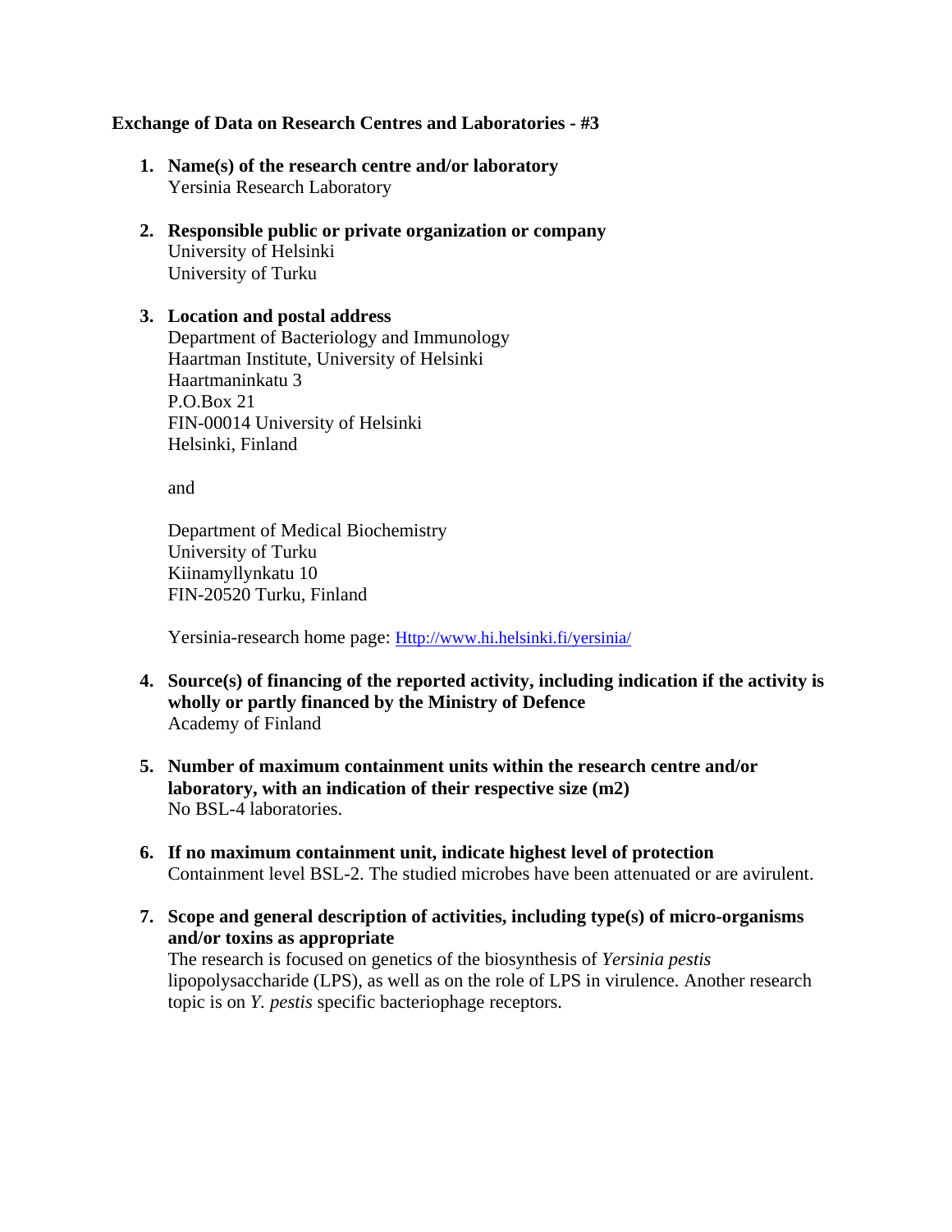**Exchange of Data on Research Centres and Laboratories - #3**

1. **Name(s) of the research centre and/or laboratory**
   Yersinia Research Laboratory

2. **Responsible public or private organization or company**
   University of Helsinki
   University of Turku

3. **Location and postal address**
   Department of Bacteriology and Immunology
   Haartman Institute, University of Helsinki
   Haartmaninkatu 3
   P.O.Box 21
   FIN-00014 University of Helsinki
   Helsinki, Finland

   and

   Department of Medical Biochemistry
   University of Turku
   Kiinamyllynkatu 10
   FIN-20520 Turku, Finland

   Yersinia-research home page: Http://www.hi.helsinki.fi/yersinia/

4. **Source(s) of financing of the reported activity, including indication if the activity is wholly or partly financed by the Ministry of Defence**
   Academy of Finland

5. **Number of maximum containment units within the research centre and/or laboratory, with an indication of their respective size (m2)**
   No BSL-4 laboratories.

6. **If no maximum containment unit, indicate highest level of protection**
   Containment level BSL-2. The studied microbes have been attenuated or are avirulent.

7. **Scope and general description of activities, including type(s) of micro-organisms and/or toxins as appropriate**
   The research is focused on genetics of the biosynthesis of *Yersinia pestis* lipopolysaccharide (LPS), as well as on the role of LPS in virulence. Another research topic is on *Y. pestis* specific bacteriophage receptors.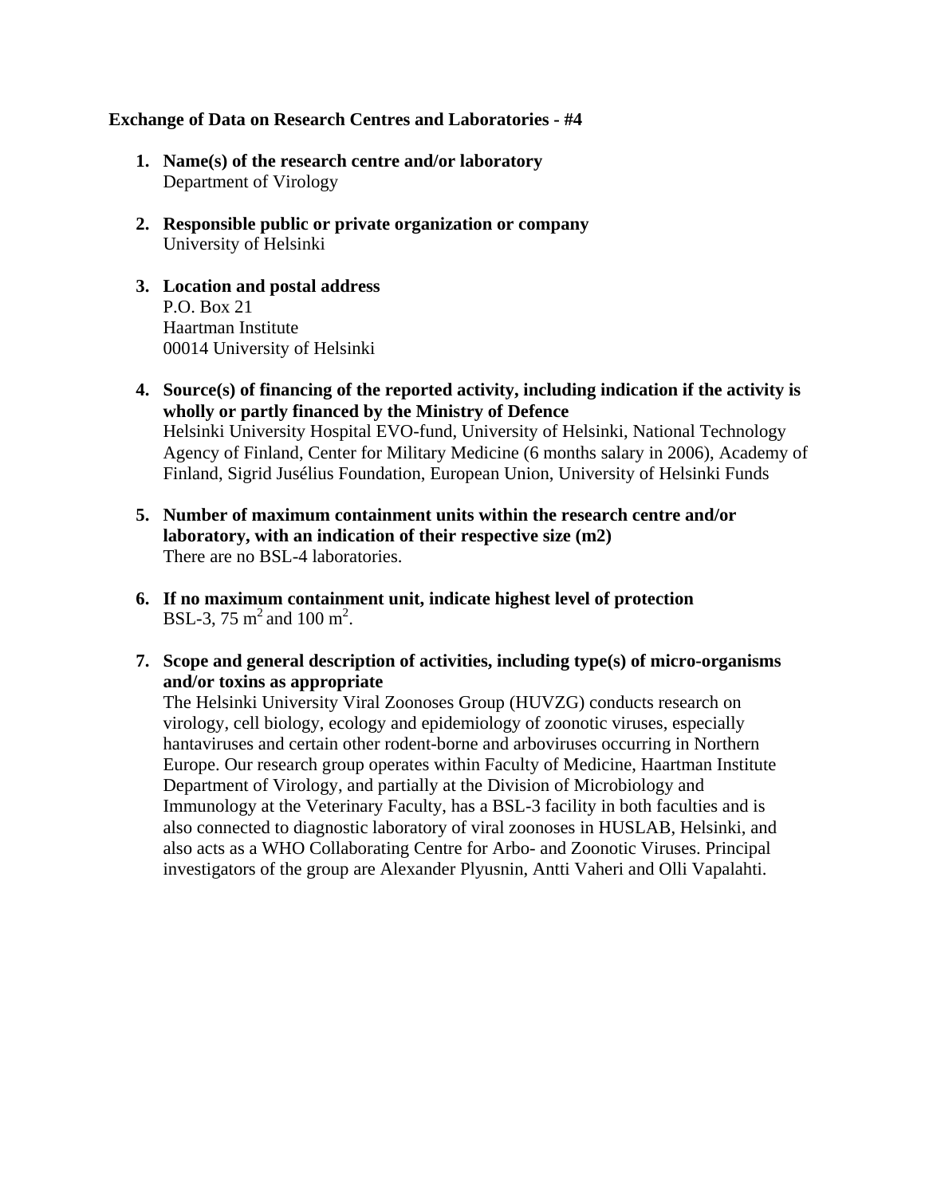**Exchange of Data on Research Centres and Laboratories - #4**

1. **Name(s) of the research centre and/or laboratory**
   Department of Virology

2. **Responsible public or private organization or company**
   University of Helsinki

3. **Location and postal address**
   P.O. Box 21
   Haartman Institute
   00014 University of Helsinki

4. **Source(s) of financing of the reported activity, including indication if the activity is wholly or partly financed by the Ministry of Defence**
   Helsinki University Hospital EVO-fund, University of Helsinki, National Technology Agency of Finland, Center for Military Medicine (6 months salary in 2006), Academy of Finland, Sigrid Jusélius Foundation, European Union, University of Helsinki Funds

5. **Number of maximum containment units within the research centre and/or laboratory, with an indication of their respective size (m2)**
   There are no BSL-4 laboratories.

6. **If no maximum containment unit, indicate highest level of protection**
   BSL-3, 75 $m^2$ and 100 $m^2$.

7. **Scope and general description of activities, including type(s) of micro-organisms and/or toxins as appropriate**
   The Helsinki University Viral Zoonoses Group (HUVZG) conducts research on virology, cell biology, ecology and epidemiology of zoonotic viruses, especially hantaviruses and certain other rodent-borne and arboviruses occurring in Northern Europe. Our research group operates within Faculty of Medicine, Haartman Institute Department of Virology, and partially at the Division of Microbiology and Immunology at the Veterinary Faculty, has a BSL-3 facility in both faculties and is also connected to diagnostic laboratory of viral zoonoses in HUSLAB, Helsinki, and also acts as a WHO Collaborating Centre for Arbo- and Zoonotic Viruses. Principal investigators of the group are Alexander Plyusnin, Antti Vaheri and Olli Vapalahti.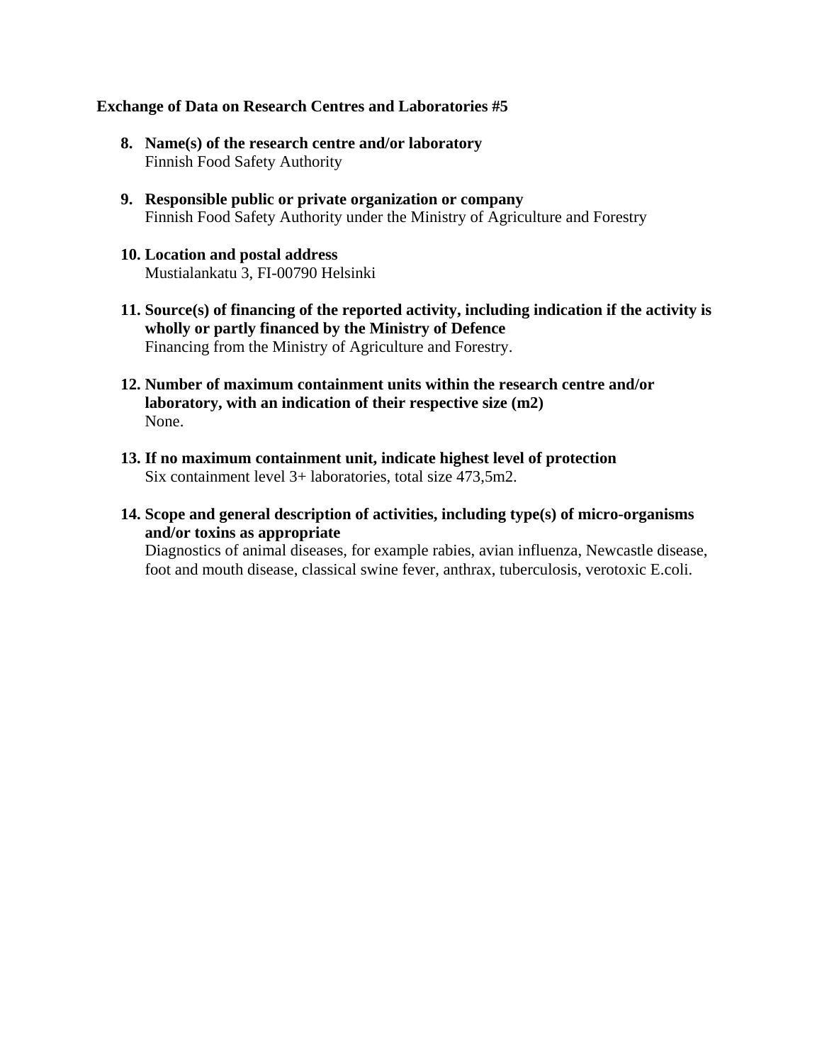**Exchange of Data on Research Centres and Laboratories #5**

8. **Name(s) of the research centre and/or laboratory**
   Finnish Food Safety Authority

9. **Responsible public or private organization or company**
   Finnish Food Safety Authority under the Ministry of Agriculture and Forestry

10. **Location and postal address**
    Mustialankatu 3, FI-00790 Helsinki

11. **Source(s) of financing of the reported activity, including indication if the activity is wholly or partly financed by the Ministry of Defence**
    Financing from the Ministry of Agriculture and Forestry.

12. **Number of maximum containment units within the research centre and/or laboratory, with an indication of their respective size (m2)**
    None.

13. **If no maximum containment unit, indicate highest level of protection**
    Six containment level 3+ laboratories, total size 473,5m2.

14. **Scope and general description of activities, including type(s) of micro-organisms and/or toxins as appropriate**
    Diagnostics of animal diseases, for example rabies, avian influenza, Newcastle disease, foot and mouth disease, classical swine fever, anthrax, tuberculosis, verotoxic E.coli.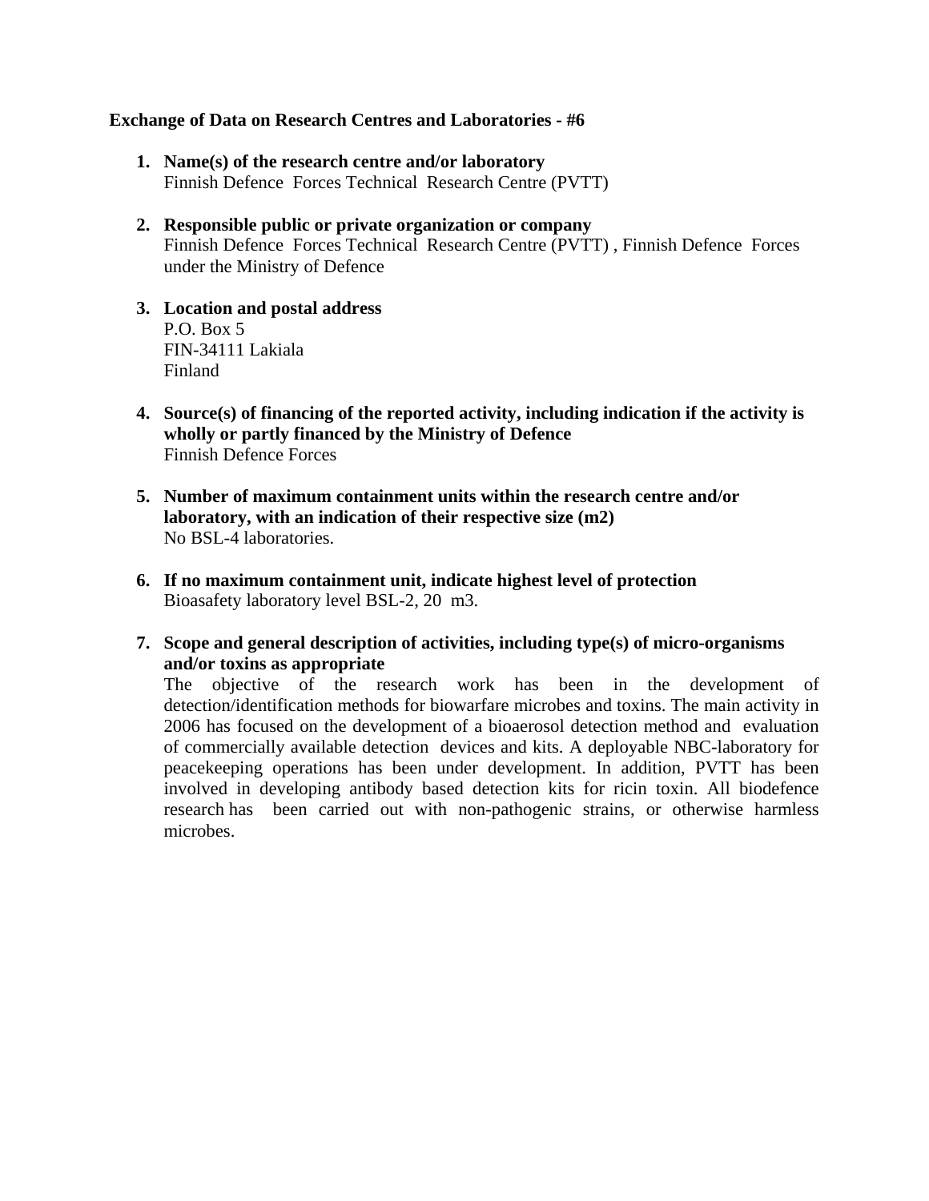**Exchange of Data on Research Centres and Laboratories - #6**

1. **Name(s) of the research centre and/or laboratory**
   Finnish Defence Forces Technical Research Centre (PVTT)

2. **Responsible public or private organization or company**
   Finnish Defence Forces Technical Research Centre (PVTT) , Finnish Defence Forces under the Ministry of Defence

3. **Location and postal address**
   P.O. Box 5
   FIN-34111 Lakiala
   Finland

4. **Source(s) of financing of the reported activity, including indication if the activity is wholly or partly financed by the Ministry of Defence**
   Finnish Defence Forces

5. **Number of maximum containment units within the research centre and/or laboratory, with an indication of their respective size (m2)**
   No BSL-4 laboratories.

6. **If no maximum containment unit, indicate highest level of protection**
   Bioasafety laboratory level BSL-2, 20 m3.

7. **Scope and general description of activities, including type(s) of micro-organisms and/or toxins as appropriate**
   The objective of the research work has been in the development of detection/identification methods for biowarfare microbes and toxins. The main activity in 2006 has focused on the development of a bioaerosol detection method and evaluation of commercially available detection devices and kits. A deployable NBC-laboratory for peacekeeping operations has been under development. In addition, PVTT has been involved in developing antibody based detection kits for ricin toxin. All biodefence research has been carried out with non-pathogenic strains, or otherwise harmless microbes.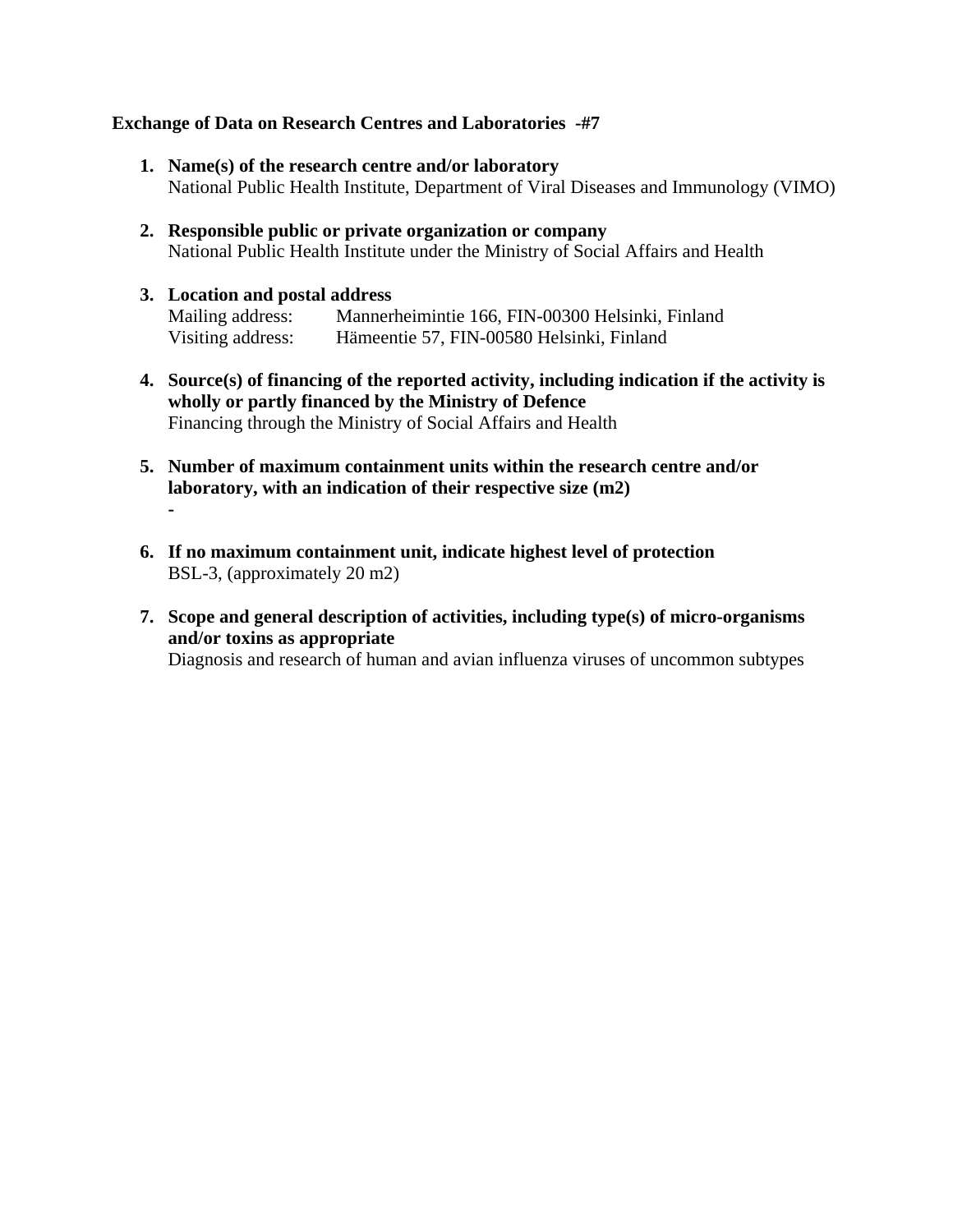**Exchange of Data on Research Centres and Laboratories -#7**

1. **Name(s) of the research centre and/or laboratory**
   National Public Health Institute, Department of Viral Diseases and Immunology (VIMO)

2. **Responsible public or private organization or company**
   National Public Health Institute under the Ministry of Social Affairs and Health

3. **Location and postal address**
   Mailing address: Mannerheimintie 166, FIN-00300 Helsinki, Finland
   Visiting address: Hämeentie 57, FIN-00580 Helsinki, Finland

4. **Source(s) of financing of the reported activity, including indication if the activity is wholly or partly financed by the Ministry of Defence**
   Financing through the Ministry of Social Affairs and Health

5. **Number of maximum containment units within the research centre and/or laboratory, with an indication of their respective size (m2)**
   -

6. **If no maximum containment unit, indicate highest level of protection**
   BSL-3, (approximately 20 m2)

7. **Scope and general description of activities, including type(s) of micro-organisms and/or toxins as appropriate**
   Diagnosis and research of human and avian influenza viruses of uncommon subtypes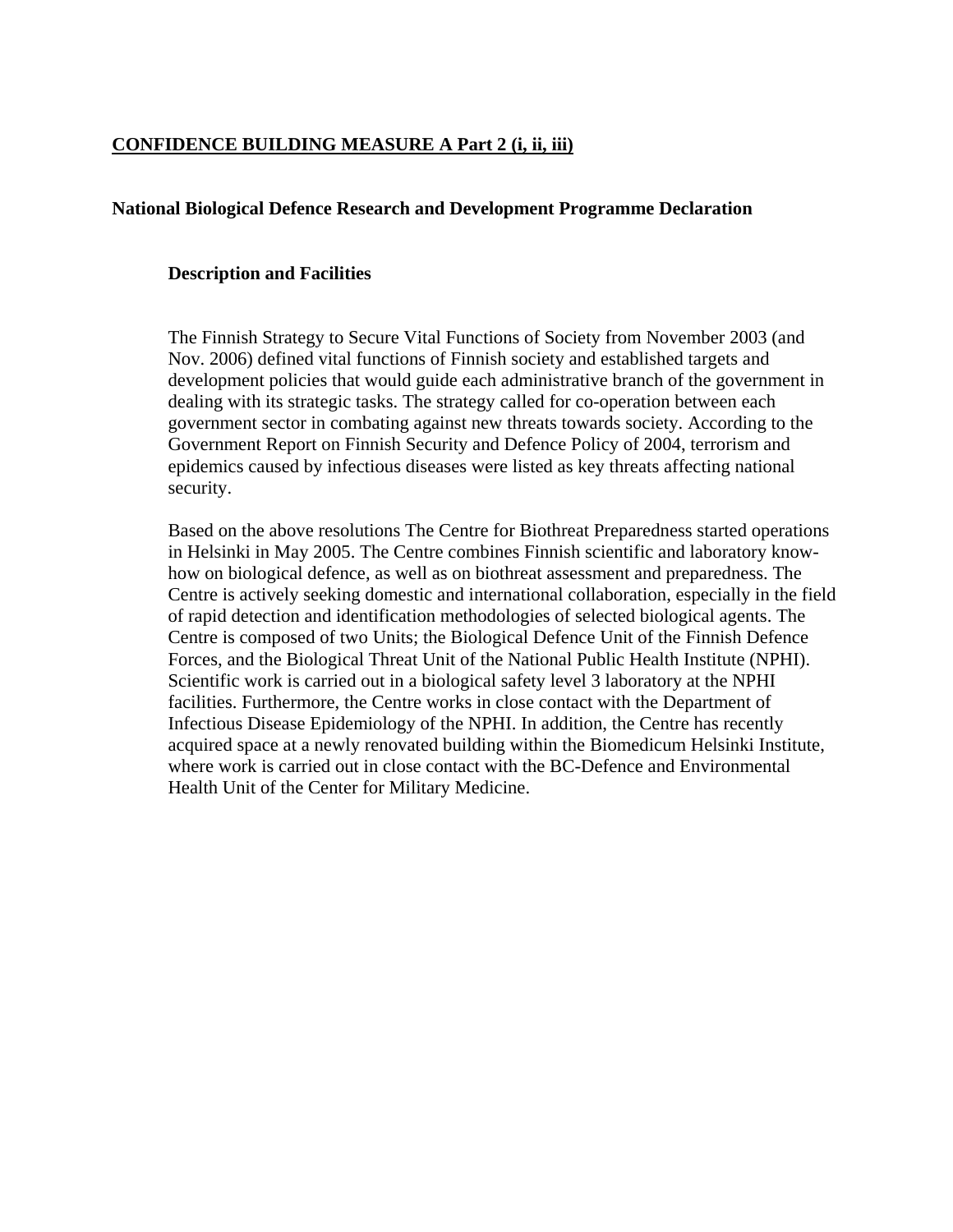**<u>CONFIDENCE BUILDING MEASURE A Part 2 (i, ii, iii)</u>**

## National Biological Defence Research and Development Programme Declaration

### Description and Facilities

The Finnish Strategy to Secure Vital Functions of Society from November 2003 (and Nov. 2006) defined vital functions of Finnish society and established targets and development policies that would guide each administrative branch of the government in dealing with its strategic tasks. The strategy called for co-operation between each government sector in combating against new threats towards society. According to the Government Report on Finnish Security and Defence Policy of 2004, terrorism and epidemics caused by infectious diseases were listed as key threats affecting national security.

Based on the above resolutions The Centre for Biothreat Preparedness started operations in Helsinki in May 2005. The Centre combines Finnish scientific and laboratory know-how on biological defence, as well as on biothreat assessment and preparedness. The Centre is actively seeking domestic and international collaboration, especially in the field of rapid detection and identification methodologies of selected biological agents. The Centre is composed of two Units; the Biological Defence Unit of the Finnish Defence Forces, and the Biological Threat Unit of the National Public Health Institute (NPHI). Scientific work is carried out in a biological safety level 3 laboratory at the NPHI facilities. Furthermore, the Centre works in close contact with the Department of Infectious Disease Epidemiology of the NPHI. In addition, the Centre has recently acquired space at a newly renovated building within the Biomedicum Helsinki Institute, where work is carried out in close contact with the BC-Defence and Environmental Health Unit of the Center for Military Medicine.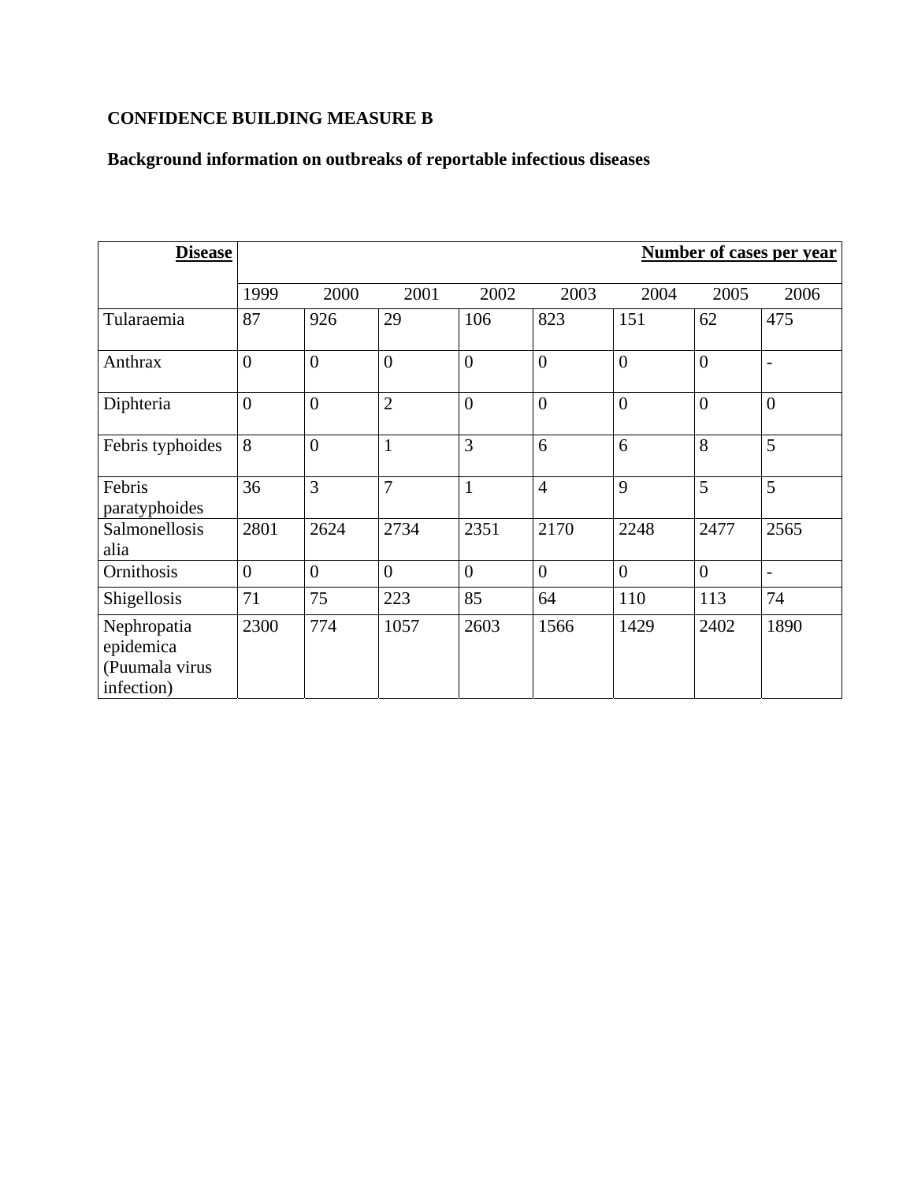**CONFIDENCE BUILDING MEASURE B**

**Background information on outbreaks of reportable infectious diseases**

| **Disease** | **Number of cases per year** | | | | | | | |
|---|---|---|---|---|---|---|---|---|
| | 1999 | 2000 | 2001 | 2002 | 2003 | 2004 | 2005 | 2006 |
| Tularaemia | 87 | 926 | 29 | 106 | 823 | 151 | 62 | 475 |
| Anthrax | 0 | 0 | 0 | 0 | 0 | 0 | 0 | - |
| Diphteria | 0 | 0 | 2 | 0 | 0 | 0 | 0 | 0 |
| Febris typhoides | 8 | 0 | 1 | 3 | 6 | 6 | 8 | 5 |
| Febris paratyphoides | 36 | 3 | 7 | 1 | 4 | 9 | 5 | 5 |
| Salmonellosis alia | 2801 | 2624 | 2734 | 2351 | 2170 | 2248 | 2477 | 2565 |
| Ornithosis | 0 | 0 | 0 | 0 | 0 | 0 | 0 | - |
| Shigellosis | 71 | 75 | 223 | 85 | 64 | 110 | 113 | 74 |
| Nephropatia epidemica (Puumala virus infection) | 2300 | 774 | 1057 | 2603 | 1566 | 1429 | 2402 | 1890 |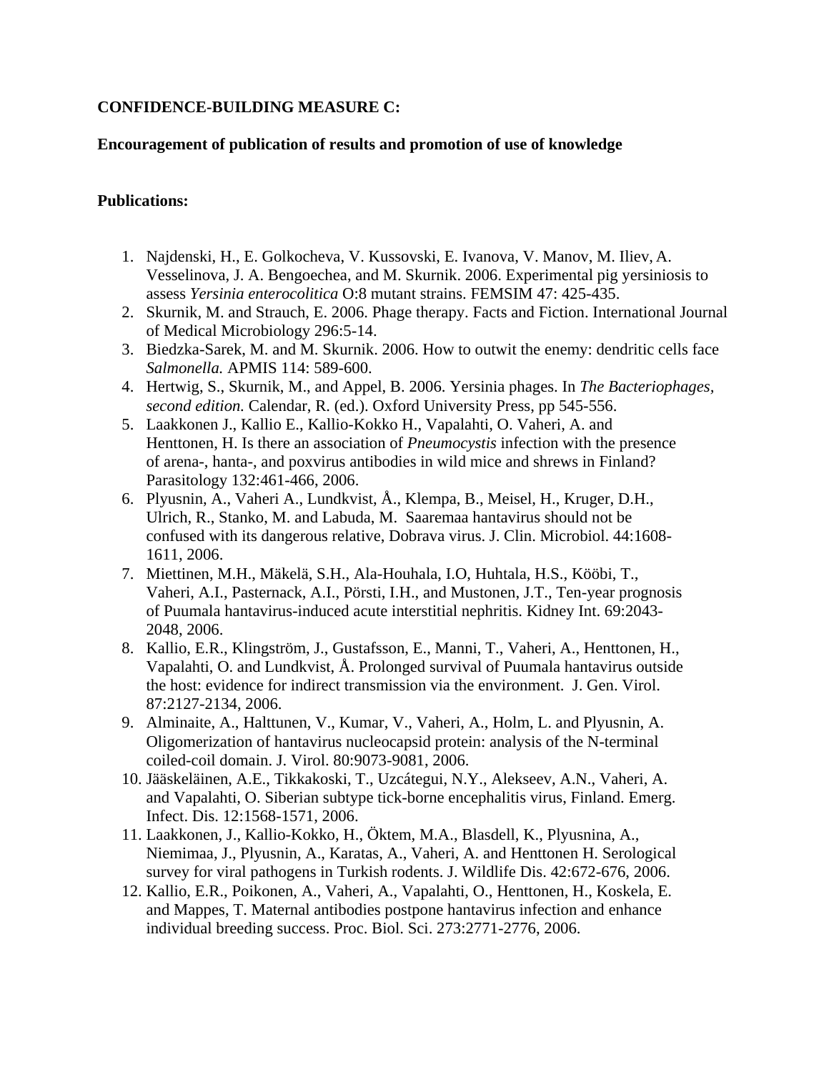**CONFIDENCE-BUILDING MEASURE C:**

**Encouragement of publication of results and promotion of use of knowledge**

**Publications:**

1. Najdenski, H., E. Golkocheva, V. Kussovski, E. Ivanova, V. Manov, M. Iliev, A. Vesselinova, J. A. Bengoechea, and M. Skurnik. 2006. Experimental pig yersiniosis to assess *Yersinia enterocolitica* O:8 mutant strains. FEMSIM 47: 425-435.
2. Skurnik, M. and Strauch, E. 2006. Phage therapy. Facts and Fiction. International Journal of Medical Microbiology 296:5-14.
3. Biedzka-Sarek, M. and M. Skurnik. 2006. How to outwit the enemy: dendritic cells face *Salmonella.* APMIS 114: 589-600.
4. Hertwig, S., Skurnik, M., and Appel, B. 2006. Yersinia phages. In *The Bacteriophages, second edition.* Calendar, R. (ed.). Oxford University Press, pp 545-556.
5. Laakkonen J., Kallio E., Kallio-Kokko H., Vapalahti, O. Vaheri, A. and Henttonen, H. Is there an association of *Pneumocystis* infection with the presence of arena-, hanta-, and poxvirus antibodies in wild mice and shrews in Finland? Parasitology 132:461-466, 2006.
6. Plyusnin, A., Vaheri A., Lundkvist, Å., Klempa, B., Meisel, H., Kruger, D.H., Ulrich, R., Stanko, M. and Labuda, M. Saaremaa hantavirus should not be confused with its dangerous relative, Dobrava virus. J. Clin. Microbiol. 44:1608-1611, 2006.
7. Miettinen, M.H., Mäkelä, S.H., Ala-Houhala, I.O, Huhtala, H.S., Kööbi, T., Vaheri, A.I., Pasternack, A.I., Pörsti, I.H., and Mustonen, J.T., Ten-year prognosis of Puumala hantavirus-induced acute interstitial nephritis. Kidney Int. 69:2043-2048, 2006.
8. Kallio, E.R., Klingström, J., Gustafsson, E., Manni, T., Vaheri, A., Henttonen, H., Vapalahti, O. and Lundkvist, Å. Prolonged survival of Puumala hantavirus outside the host: evidence for indirect transmission via the environment. J. Gen. Virol. 87:2127-2134, 2006.
9. Alminaite, A., Halttunen, V., Kumar, V., Vaheri, A., Holm, L. and Plyusnin, A. Oligomerization of hantavirus nucleocapsid protein: analysis of the N-terminal coiled-coil domain. J. Virol. 80:9073-9081, 2006.
10. Jääskeläinen, A.E., Tikkakoski, T., Uzcátegui, N.Y., Alekseev, A.N., Vaheri, A. and Vapalahti, O. Siberian subtype tick-borne encephalitis virus, Finland. Emerg. Infect. Dis. 12:1568-1571, 2006.
11. Laakkonen, J., Kallio-Kokko, H., Öktem, M.A., Blasdell, K., Plyusnina, A., Niemimaa, J., Plyusnin, A., Karatas, A., Vaheri, A. and Henttonen H. Serological survey for viral pathogens in Turkish rodents. J. Wildlife Dis. 42:672-676, 2006.
12. Kallio, E.R., Poikonen, A., Vaheri, A., Vapalahti, O., Henttonen, H., Koskela, E. and Mappes, T. Maternal antibodies postpone hantavirus infection and enhance individual breeding success. Proc. Biol. Sci. 273:2771-2776, 2006.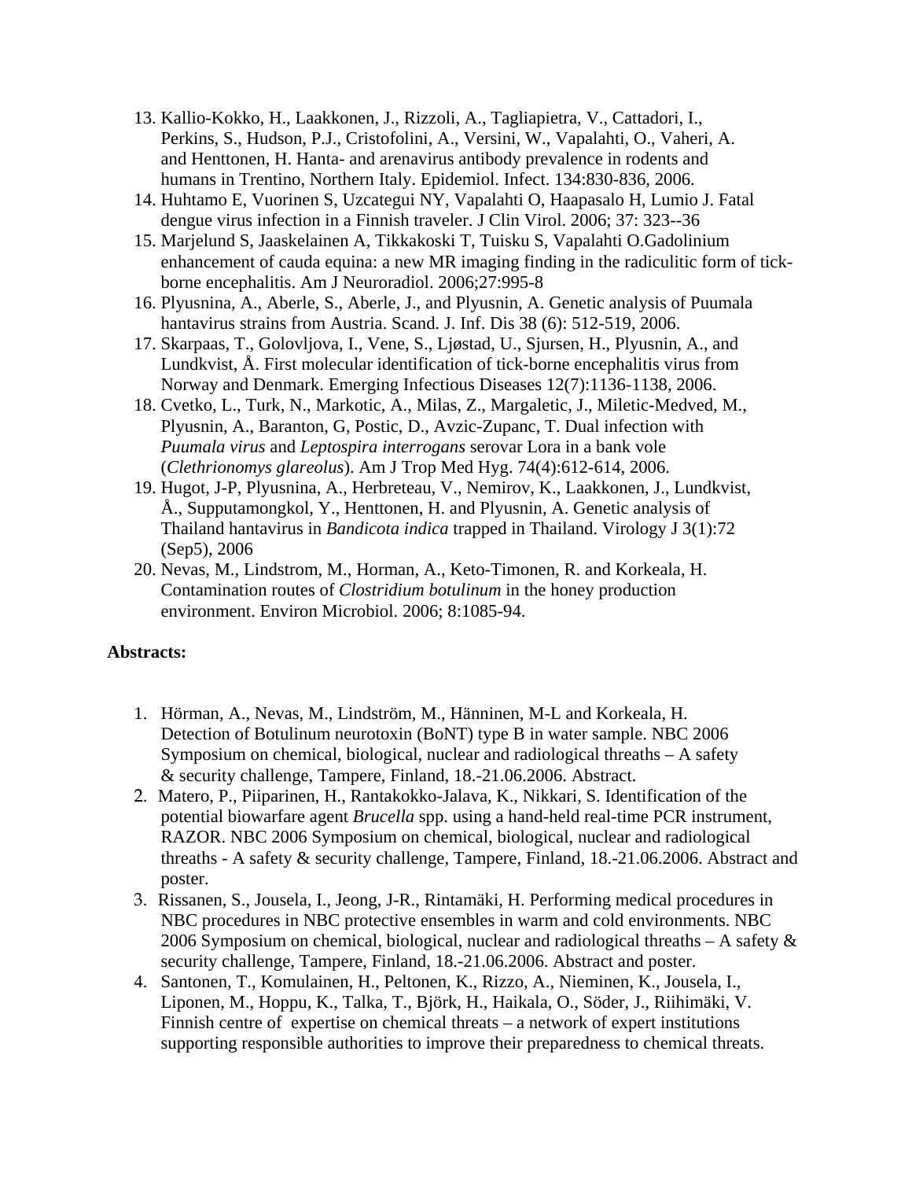13. Kallio-Kokko, H., Laakkonen, J., Rizzoli, A., Tagliapietra, V., Cattadori, I., Perkins, S., Hudson, P.J., Cristofolini, A., Versini, W., Vapalahti, O., Vaheri, A. and Henttonen, H. Hanta- and arenavirus antibody prevalence in rodents and humans in Trentino, Northern Italy. Epidemiol. Infect. 134:830-836, 2006.
14. Huhtamo E, Vuorinen S, Uzcategui NY, Vapalahti O, Haapasalo H, Lumio J. Fatal dengue virus infection in a Finnish traveler. J Clin Virol. 2006; 37: 323--36
15. Marjelund S, Jaaskelainen A, Tikkakoski T, Tuisku S, Vapalahti O.Gadolinium enhancement of cauda equina: a new MR imaging finding in the radiculitic form of tick-borne encephalitis. Am J Neuroradiol. 2006;27:995-8
16. Plyusnina, A., Aberle, S., Aberle, J., and Plyusnin, A. Genetic analysis of Puumala hantavirus strains from Austria. Scand. J. Inf. Dis 38 (6): 512-519, 2006.
17. Skarpaas, T., Golovljova, I., Vene, S., Ljøstad, U., Sjursen, H., Plyusnin, A., and Lundkvist, Å. First molecular identification of tick-borne encephalitis virus from Norway and Denmark. Emerging Infectious Diseases 12(7):1136-1138, 2006.
18. Cvetko, L., Turk, N., Markotic, A., Milas, Z., Margaletic, J., Miletic-Medved, M., Plyusnin, A., Baranton, G, Postic, D., Avzic-Zupanc, T. Dual infection with *Puumala virus* and *Leptospira interrogans* serovar Lora in a bank vole (*Clethrionomys glareolus*). Am J Trop Med Hyg. 74(4):612-614, 2006.
19. Hugot, J-P, Plyusnina, A., Herbreteau, V., Nemirov, K., Laakkonen, J., Lundkvist, Å., Supputamongkol, Y., Henttonen, H. and Plyusnin, A. Genetic analysis of Thailand hantavirus in *Bandicota indica* trapped in Thailand. Virology J 3(1):72 (Sep5), 2006
20. Nevas, M., Lindstrom, M., Horman, A., Keto-Timonen, R. and Korkeala, H. Contamination routes of *Clostridium botulinum* in the honey production environment. Environ Microbiol. 2006; 8:1085-94.

**Abstracts:**

1. Hörman, A., Nevas, M., Lindström, M., Hänninen, M-L and Korkeala, H. Detection of Botulinum neurotoxin (BoNT) type B in water sample. NBC 2006 Symposium on chemical, biological, nuclear and radiological threaths – A safety & security challenge, Tampere, Finland, 18.-21.06.2006. Abstract.
2. Matero, P., Piiparinen, H., Rantakokko-Jalava, K., Nikkari, S. Identification of the potential biowarfare agent *Brucella* spp. using a hand-held real-time PCR instrument, RAZOR. NBC 2006 Symposium on chemical, biological, nuclear and radiological threaths - A safety & security challenge, Tampere, Finland, 18.-21.06.2006. Abstract and poster.
3. Rissanen, S., Jousela, I., Jeong, J-R., Rintamäki, H. Performing medical procedures in NBC procedures in NBC protective ensembles in warm and cold environments. NBC 2006 Symposium on chemical, biological, nuclear and radiological threaths – A safety & security challenge, Tampere, Finland, 18.-21.06.2006. Abstract and poster.
4. Santonen, T., Komulainen, H., Peltonen, K., Rizzo, A., Nieminen, K., Jousela, I., Liponen, M., Hoppu, K., Talka, T., Björk, H., Haikala, O., Söder, J., Riihimäki, V. Finnish centre of expertise on chemical threats – a network of expert institutions supporting responsible authorities to improve their preparedness to chemical threats.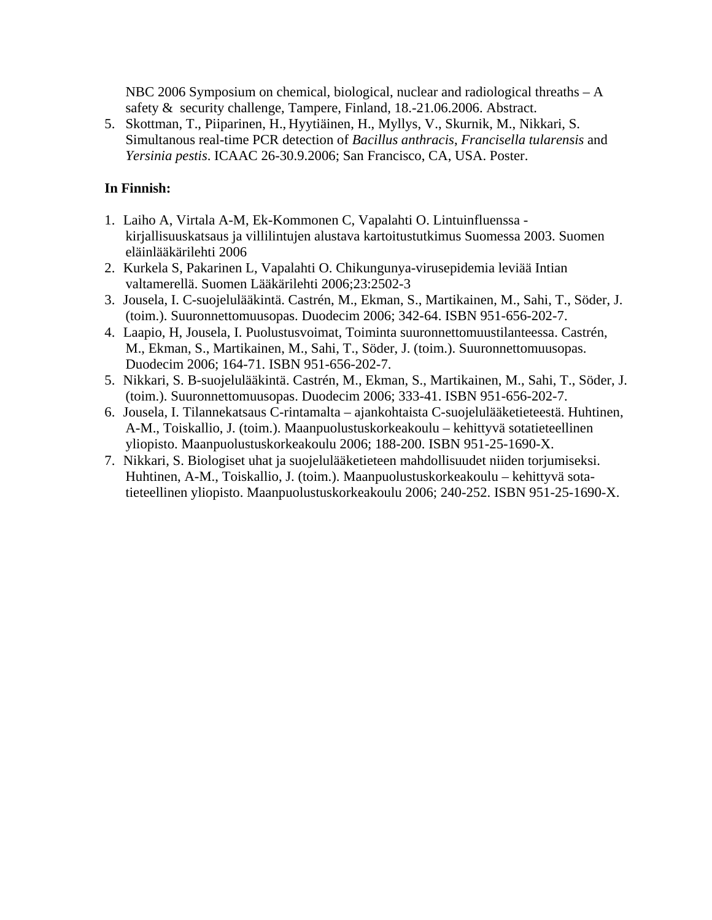NBC 2006 Symposium on chemical, biological, nuclear and radiological threaths – A safety & security challenge, Tampere, Finland, 18.-21.06.2006. Abstract.

5. Skottman, T., Piiparinen, H., Hyytiäinen, H., Myllys, V., Skurnik, M., Nikkari, S. Simultanous real-time PCR detection of *Bacillus anthracis*, *Francisella tularensis* and *Yersinia pestis*. ICAAC 26-30.9.2006; San Francisco, CA, USA. Poster.

**In Finnish:**

1. Laiho A, Virtala A-M, Ek-Kommonen C, Vapalahti O. Lintuinfluenssa - kirjallisuuskatsaus ja villilintujen alustava kartoitustutkimus Suomessa 2003. Suomen eläinlääkärilehti 2006
2. Kurkela S, Pakarinen L, Vapalahti O. Chikungunya-virusepidemia leviää Intian valtamerellä. Suomen Lääkärilehti 2006;23:2502-3
3. Jousela, I. C-suojelulääkintä. Castrén, M., Ekman, S., Martikainen, M., Sahi, T., Söder, J. (toim.). Suuronnettomuusopas. Duodecim 2006; 342-64. ISBN 951-656-202-7.
4. Laapio, H, Jousela, I. Puolustusvoimat, Toiminta suuronnettomuustilanteessa. Castrén, M., Ekman, S., Martikainen, M., Sahi, T., Söder, J. (toim.). Suuronnettomuusopas. Duodecim 2006; 164-71. ISBN 951-656-202-7.
5. Nikkari, S. B-suojelulääkintä. Castrén, M., Ekman, S., Martikainen, M., Sahi, T., Söder, J. (toim.). Suuronnettomuusopas. Duodecim 2006; 333-41. ISBN 951-656-202-7.
6. Jousela, I. Tilannekatsaus C-rintamalta – ajankohtaista C-suojelulääketieteestä. Huhtinen, A-M., Toiskallio, J. (toim.). Maanpuolustuskorkeakoulu – kehittyvä sotatieteellinen yliopisto. Maanpuolustuskorkeakoulu 2006; 188-200. ISBN 951-25-1690-X.
7. Nikkari, S. Biologiset uhat ja suojelulääketieteen mahdollisuudet niiden torjumiseksi. Huhtinen, A-M., Toiskallio, J. (toim.). Maanpuolustuskorkeakoulu – kehittyvä sota-tieteellinen yliopisto. Maanpuolustuskorkeakoulu 2006; 240-252. ISBN 951-25-1690-X.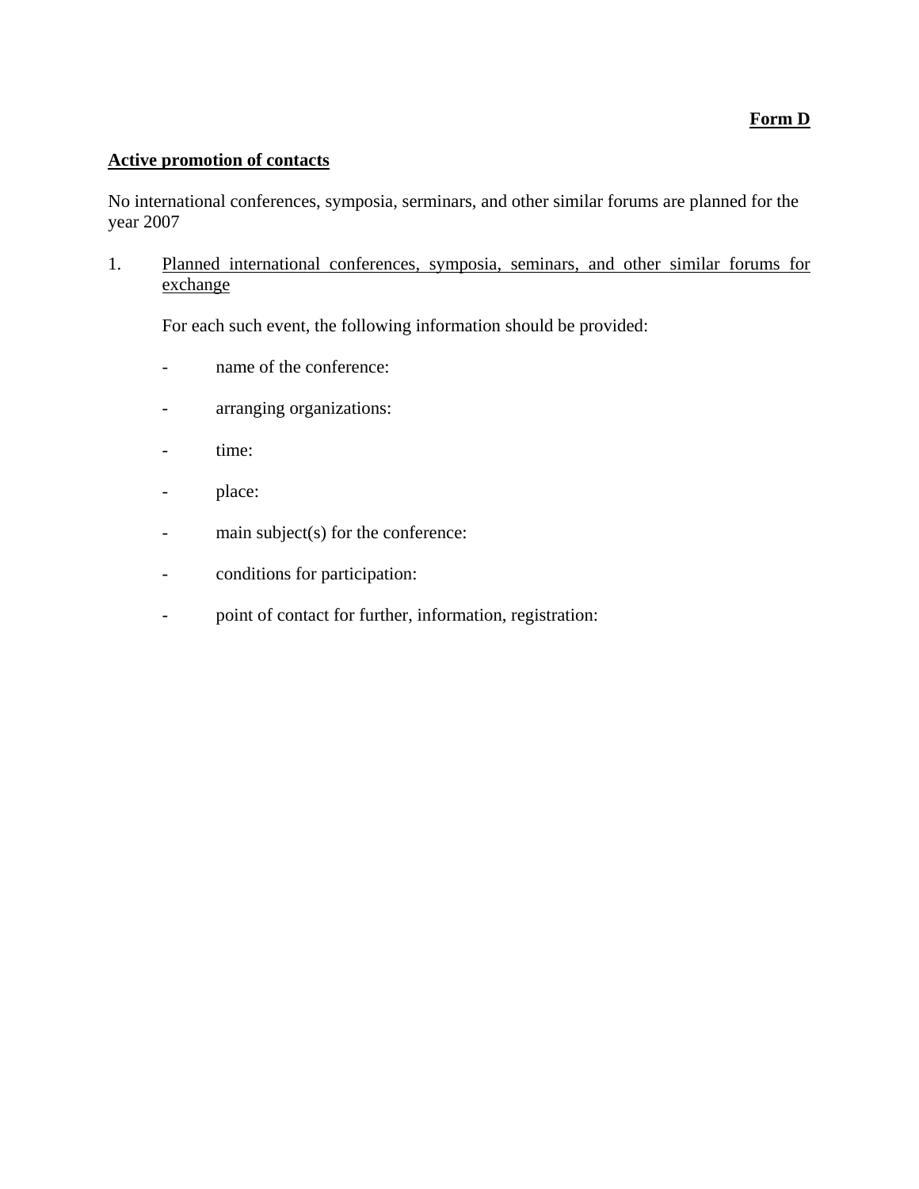**Form D**

**Active promotion of contacts**

No international conferences, symposia, serminars, and other similar forums are planned for the year 2007

1. Planned international conferences, symposia, seminars, and other similar forums for exchange

   For each such event, the following information should be provided:

   - name of the conference:

   - arranging organizations:

   - time:

   - place:

   - main subject(s) for the conference:

   - conditions for participation:

   - point of contact for further, information, registration: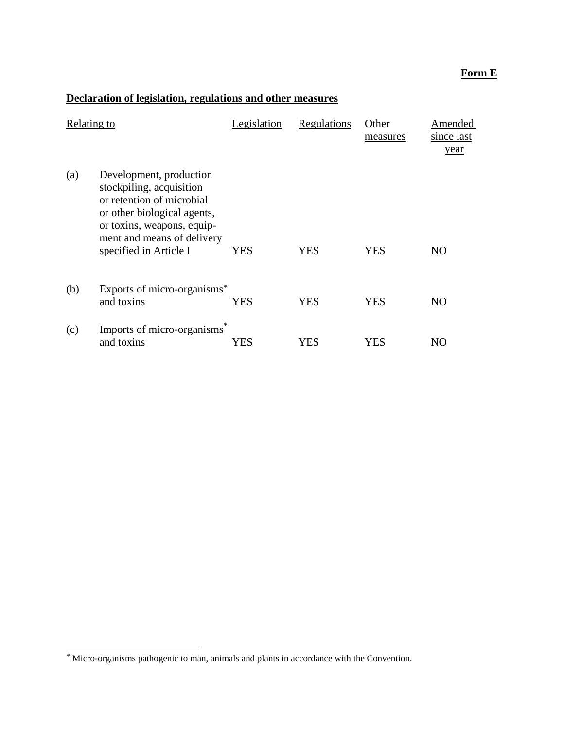**Form E**

**Declaration of legislation, regulations and other measures**

| Relating to | | Legislation | Regulations | Other measures | Amended since last year |
|---|---|---|---|---|---|
| (a) | Development, production stockpiling, acquisition or retention of microbial or other biological agents, or toxins, weapons, equipment and means of delivery specified in Article I | YES | YES | YES | NO |
| (b) | Exports of micro-organisms* and toxins | YES | YES | YES | NO |
| (c) | Imports of micro-organisms* and toxins | YES | YES | YES | NO |

---

* Micro-organisms pathogenic to man, animals and plants in accordance with the Convention.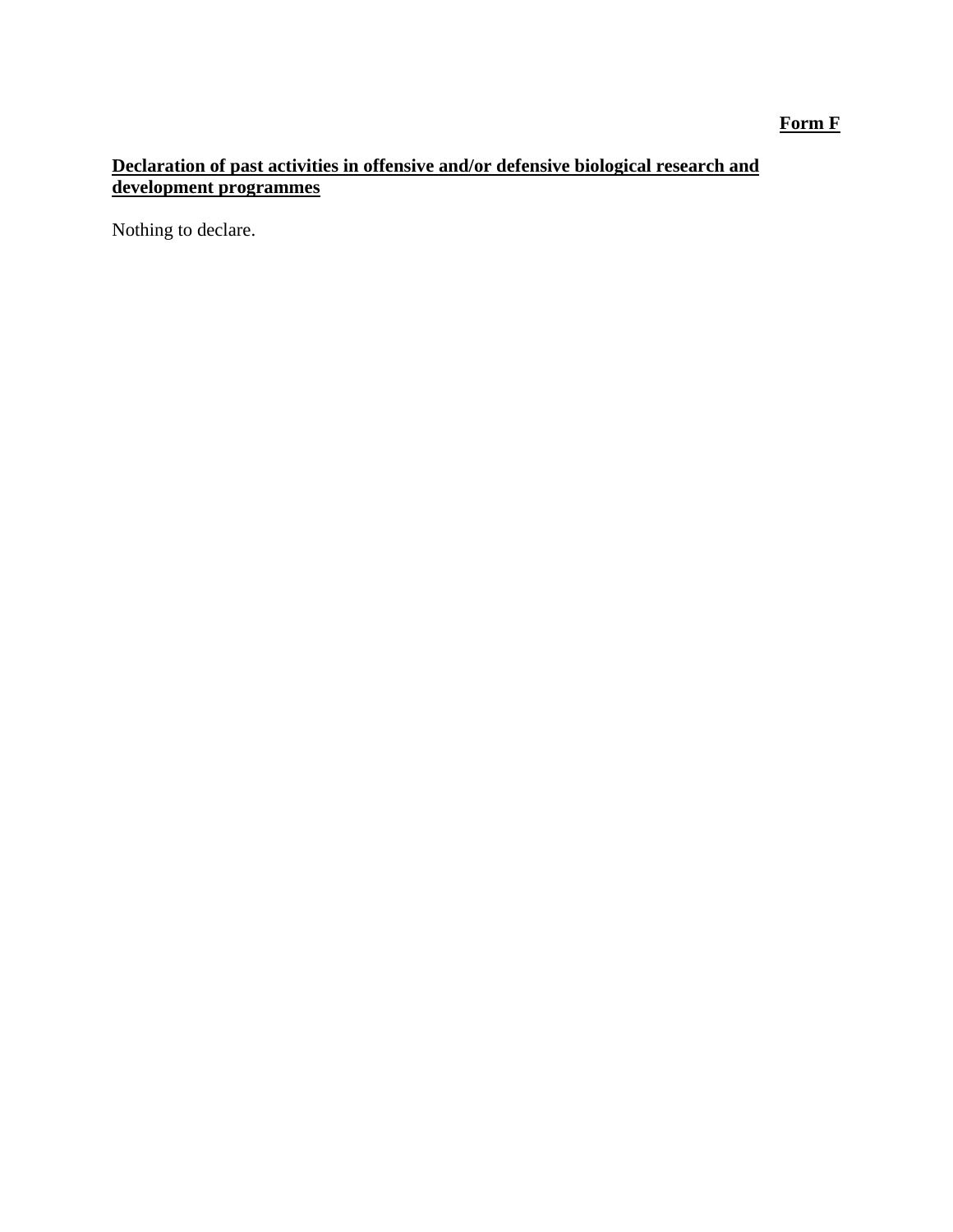**Form F**

## Declaration of past activities in offensive and/or defensive biological research and development programmes

Nothing to declare.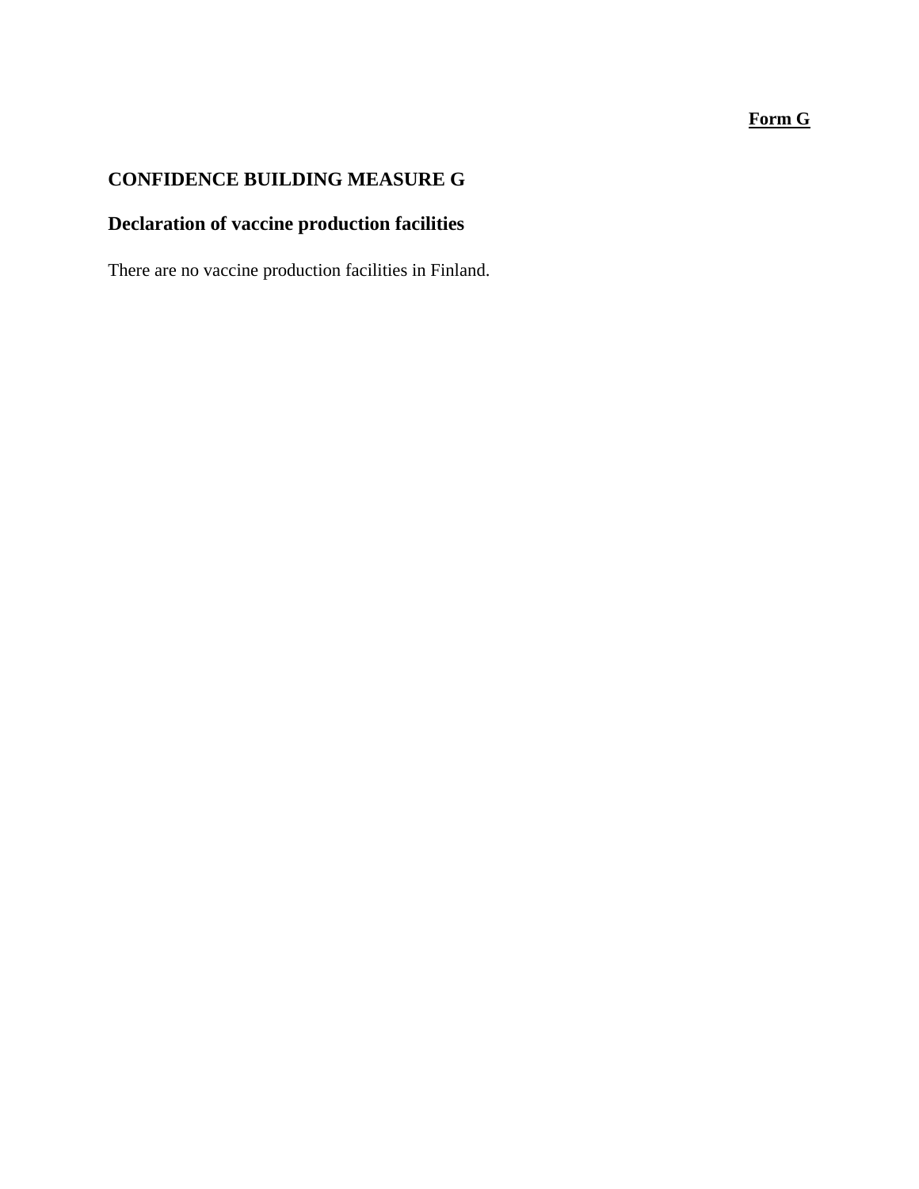**Form G**

## CONFIDENCE BUILDING MEASURE G

## Declaration of vaccine production facilities

There are no vaccine production facilities in Finland.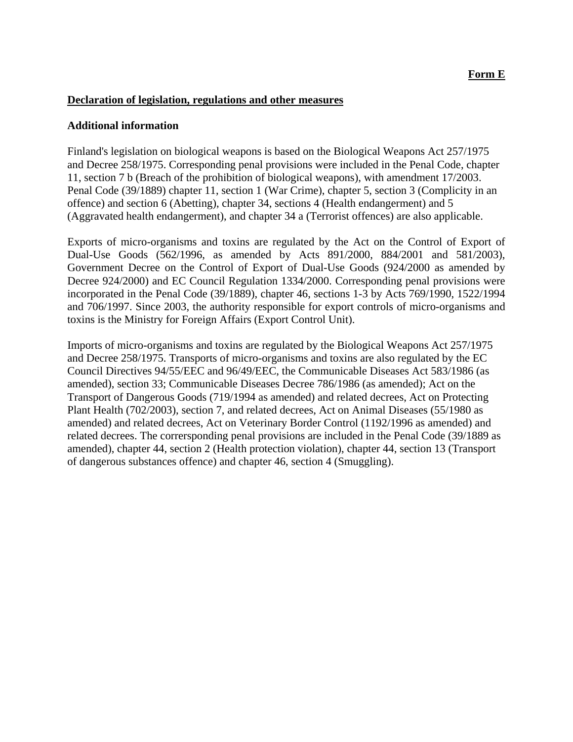**Form E**

## Declaration of legislation, regulations and other measures

### Additional information

Finland's legislation on biological weapons is based on the Biological Weapons Act 257/1975 and Decree 258/1975. Corresponding penal provisions were included in the Penal Code, chapter 11, section 7 b (Breach of the prohibition of biological weapons), with amendment 17/2003. Penal Code (39/1889) chapter 11, section 1 (War Crime), chapter 5, section 3 (Complicity in an offence) and section 6 (Abetting), chapter 34, sections 4 (Health endangerment) and 5 (Aggravated health endangerment), and chapter 34 a (Terrorist offences) are also applicable.

Exports of micro-organisms and toxins are regulated by the Act on the Control of Export of Dual-Use Goods (562/1996, as amended by Acts 891/2000, 884/2001 and 581/2003), Government Decree on the Control of Export of Dual-Use Goods (924/2000 as amended by Decree 924/2000) and EC Council Regulation 1334/2000. Corresponding penal provisions were incorporated in the Penal Code (39/1889), chapter 46, sections 1-3 by Acts 769/1990, 1522/1994 and 706/1997. Since 2003, the authority responsible for export controls of micro-organisms and toxins is the Ministry for Foreign Affairs (Export Control Unit).

Imports of micro-organisms and toxins are regulated by the Biological Weapons Act 257/1975 and Decree 258/1975. Transports of micro-organisms and toxins are also regulated by the EC Council Directives 94/55/EEC and 96/49/EEC, the Communicable Diseases Act 583/1986 (as amended), section 33; Communicable Diseases Decree 786/1986 (as amended); Act on the Transport of Dangerous Goods (719/1994 as amended) and related decrees, Act on Protecting Plant Health (702/2003), section 7, and related decrees, Act on Animal Diseases (55/1980 as amended) and related decrees, Act on Veterinary Border Control (1192/1996 as amended) and related decrees. The corrersponding penal provisions are included in the Penal Code (39/1889 as amended), chapter 44, section 2 (Health protection violation), chapter 44, section 13 (Transport of dangerous substances offence) and chapter 46, section 4 (Smuggling).